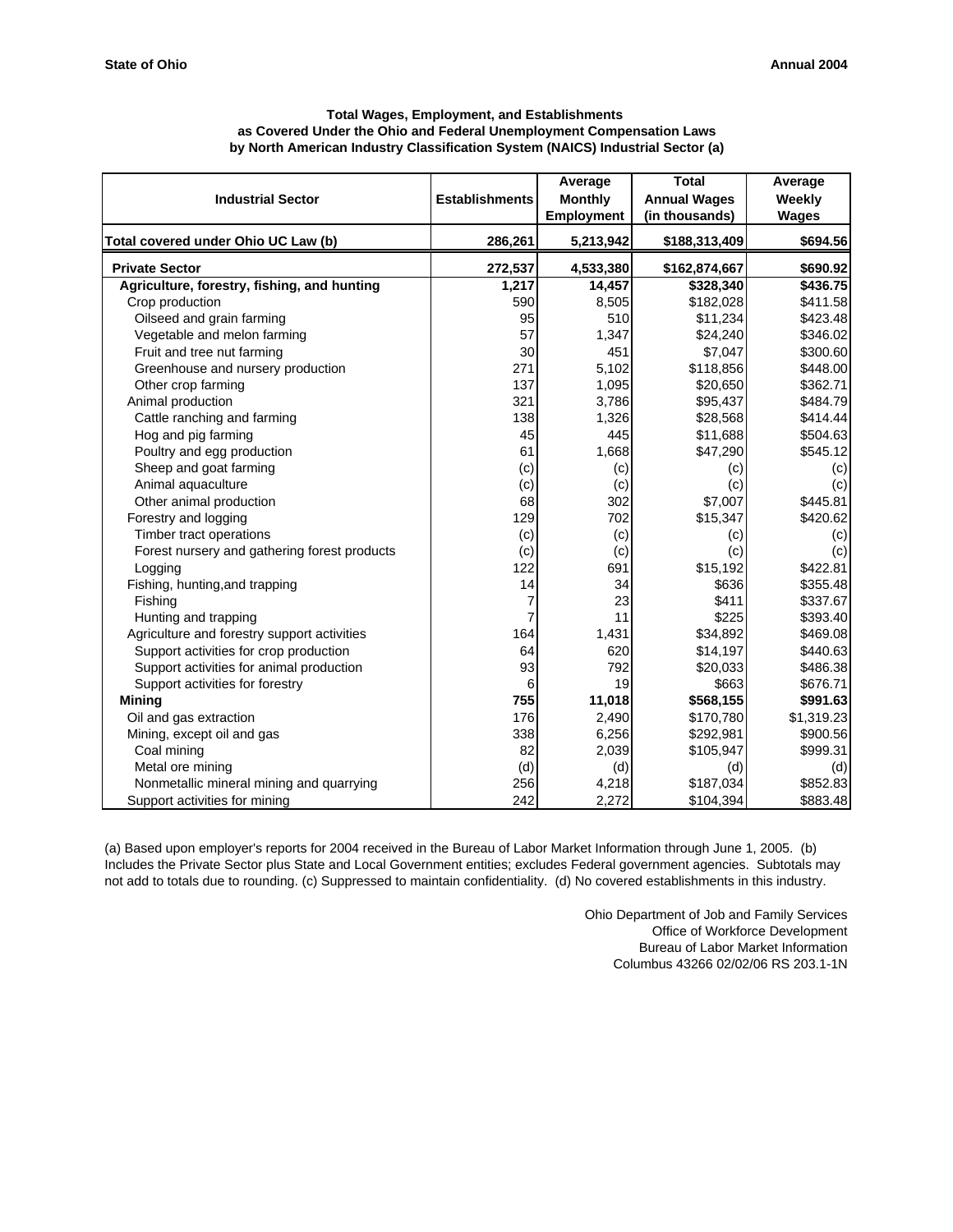State of Ohio | Annual 2004

**Total Wages, Employment, and Establishments**
**as Covered Under the Ohio and Federal Unemployment Compensation Laws**
**by North American Industry Classification System (NAICS) Industrial Sector (a)**

| Industrial Sector | Establishments | Average Monthly Employment | Total Annual Wages (in thousands) | Average Weekly Wages |
|---|---|---|---|---|
| **Total covered under Ohio UC Law (b)** | **286,261** | **5,213,942** | **$188,313,409** | **$694.56** |
| **Private Sector** | **272,537** | **4,533,380** | **$162,874,667** | **$690.92** |
| **Agriculture, forestry, fishing, and hunting** | **1,217** | **14,457** | **$328,340** | **$436.75** |
| Crop production | 590 | 8,505 | $182,028 | $411.58 |
| Oilseed and grain farming | 95 | 510 | $11,234 | $423.48 |
| Vegetable and melon farming | 57 | 1,347 | $24,240 | $346.02 |
| Fruit and tree nut farming | 30 | 451 | $7,047 | $300.60 |
| Greenhouse and nursery production | 271 | 5,102 | $118,856 | $448.00 |
| Other crop farming | 137 | 1,095 | $20,650 | $362.71 |
| Animal production | 321 | 3,786 | $95,437 | $484.79 |
| Cattle ranching and farming | 138 | 1,326 | $28,568 | $414.44 |
| Hog and pig farming | 45 | 445 | $11,688 | $504.63 |
| Poultry and egg production | 61 | 1,668 | $47,290 | $545.12 |
| Sheep and goat farming | (c) | (c) | (c) | (c) |
| Animal aquaculture | (c) | (c) | (c) | (c) |
| Other animal production | 68 | 302 | $7,007 | $445.81 |
| Forestry and logging | 129 | 702 | $15,347 | $420.62 |
| Timber tract operations | (c) | (c) | (c) | (c) |
| Forest nursery and gathering forest products | (c) | (c) | (c) | (c) |
| Logging | 122 | 691 | $15,192 | $422.81 |
| Fishing, hunting,and trapping | 14 | 34 | $636 | $355.48 |
| Fishing | 7 | 23 | $411 | $337.67 |
| Hunting and trapping | 7 | 11 | $225 | $393.40 |
| Agriculture and forestry support activities | 164 | 1,431 | $34,892 | $469.08 |
| Support activities for crop production | 64 | 620 | $14,197 | $440.63 |
| Support activities for animal production | 93 | 792 | $20,033 | $486.38 |
| Support activities for forestry | 6 | 19 | $663 | $676.71 |
| **Mining** | **755** | **11,018** | **$568,155** | **$991.63** |
| Oil and gas extraction | 176 | 2,490 | $170,780 | $1,319.23 |
| Mining, except oil and gas | 338 | 6,256 | $292,981 | $900.56 |
| Coal mining | 82 | 2,039 | $105,947 | $999.31 |
| Metal ore mining | (d) | (d) | (d) | (d) |
| Nonmetallic mineral mining and quarrying | 256 | 4,218 | $187,034 | $852.83 |
| Support activities for mining | 242 | 2,272 | $104,394 | $883.48 |

(a) Based upon employer's reports for 2004 received in the Bureau of Labor Market Information through June 1, 2005. (b) Includes the Private Sector plus State and Local Government entities; excludes Federal government agencies. Subtotals may not add to totals due to rounding. (c) Suppressed to maintain confidentiality. (d) No covered establishments in this industry.

Ohio Department of Job and Family Services
Office of Workforce Development
Bureau of Labor Market Information
Columbus 43266 02/02/06 RS 203.1-1N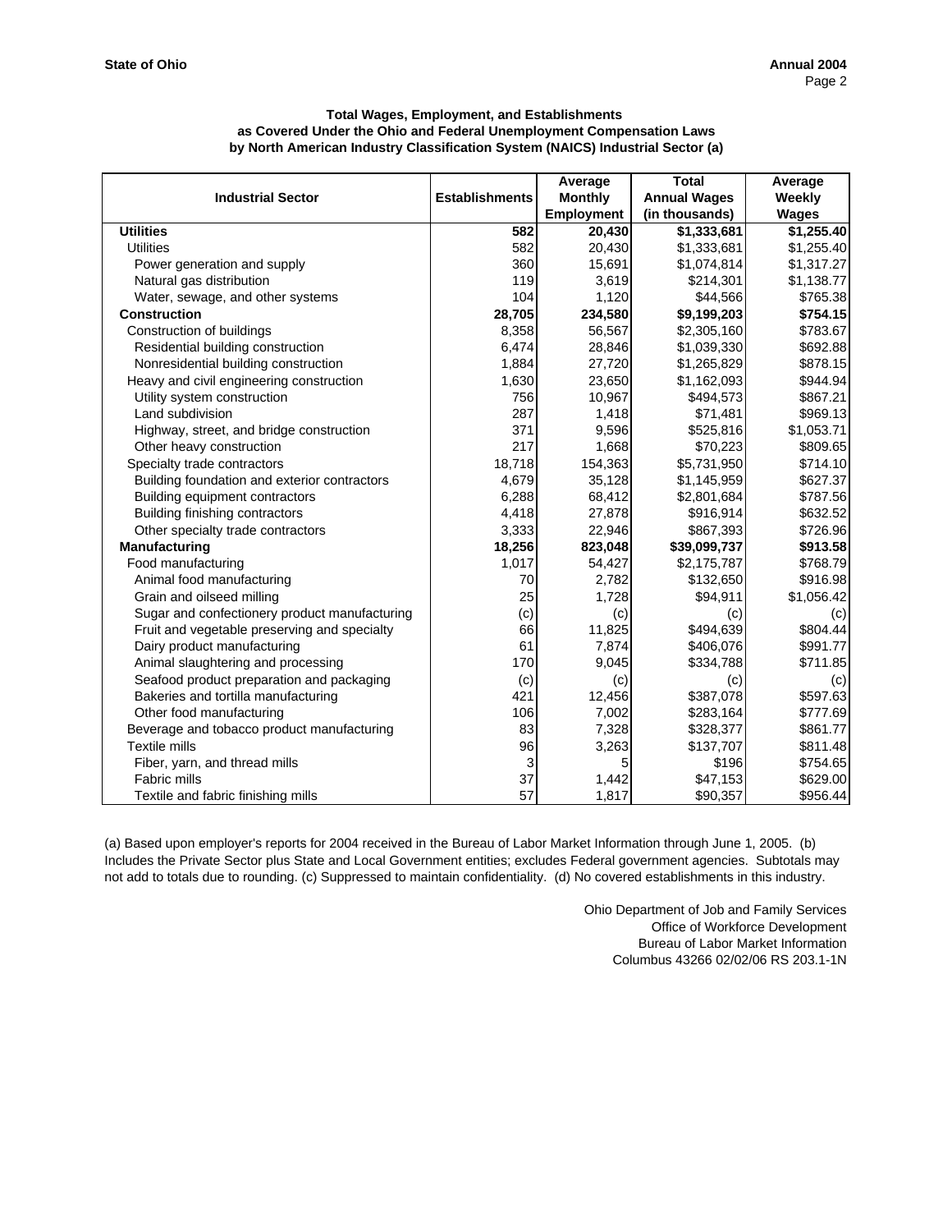**State of Ohio** **Annual 2004**

### Total Wages, Employment, and Establishments as Covered Under the Ohio and Federal Unemployment Compensation Laws by North American Industry Classification System (NAICS) Industrial Sector (a)

| Industrial Sector | Establishments | Average Monthly Employment | Total Annual Wages (in thousands) | Average Weekly Wages |
|---|---|---|---|---|
| **Utilities** | **582** | **20,430** | **$1,333,681** | **$1,255.40** |
| Utilities | 582 | 20,430 | $1,333,681 | $1,255.40 |
| Power generation and supply | 360 | 15,691 | $1,074,814 | $1,317.27 |
| Natural gas distribution | 119 | 3,619 | $214,301 | $1,138.77 |
| Water, sewage, and other systems | 104 | 1,120 | $44,566 | $765.38 |
| **Construction** | **28,705** | **234,580** | **$9,199,203** | **$754.15** |
| Construction of buildings | 8,358 | 56,567 | $2,305,160 | $783.67 |
| Residential building construction | 6,474 | 28,846 | $1,039,330 | $692.88 |
| Nonresidential building construction | 1,884 | 27,720 | $1,265,829 | $878.15 |
| Heavy and civil engineering construction | 1,630 | 23,650 | $1,162,093 | $944.94 |
| Utility system construction | 756 | 10,967 | $494,573 | $867.21 |
| Land subdivision | 287 | 1,418 | $71,481 | $969.13 |
| Highway, street, and bridge construction | 371 | 9,596 | $525,816 | $1,053.71 |
| Other heavy construction | 217 | 1,668 | $70,223 | $809.65 |
| Specialty trade contractors | 18,718 | 154,363 | $5,731,950 | $714.10 |
| Building foundation and exterior contractors | 4,679 | 35,128 | $1,145,959 | $627.37 |
| Building equipment contractors | 6,288 | 68,412 | $2,801,684 | $787.56 |
| Building finishing contractors | 4,418 | 27,878 | $916,914 | $632.52 |
| Other specialty trade contractors | 3,333 | 22,946 | $867,393 | $726.96 |
| **Manufacturing** | **18,256** | **823,048** | **$39,099,737** | **$913.58** |
| Food manufacturing | 1,017 | 54,427 | $2,175,787 | $768.79 |
| Animal food manufacturing | 70 | 2,782 | $132,650 | $916.98 |
| Grain and oilseed milling | 25 | 1,728 | $94,911 | $1,056.42 |
| Sugar and confectionery product manufacturing | (c) | (c) | (c) | (c) |
| Fruit and vegetable preserving and specialty | 66 | 11,825 | $494,639 | $804.44 |
| Dairy product manufacturing | 61 | 7,874 | $406,076 | $991.77 |
| Animal slaughtering and processing | 170 | 9,045 | $334,788 | $711.85 |
| Seafood product preparation and packaging | (c) | (c) | (c) | (c) |
| Bakeries and tortilla manufacturing | 421 | 12,456 | $387,078 | $597.63 |
| Other food manufacturing | 106 | 7,002 | $283,164 | $777.69 |
| Beverage and tobacco product manufacturing | 83 | 7,328 | $328,377 | $861.77 |
| Textile mills | 96 | 3,263 | $137,707 | $811.48 |
| Fiber, yarn, and thread mills | 3 | 5 | $196 | $754.65 |
| Fabric mills | 37 | 1,442 | $47,153 | $629.00 |
| Textile and fabric finishing mills | 57 | 1,817 | $90,357 | $956.44 |

(a) Based upon employer's reports for 2004 received in the Bureau of Labor Market Information through June 1, 2005. (b) Includes the Private Sector plus State and Local Government entities; excludes Federal government agencies. Subtotals may not add to totals due to rounding. (c) Suppressed to maintain confidentiality. (d) No covered establishments in this industry.

Ohio Department of Job and Family Services
Office of Workforce Development
Bureau of Labor Market Information
Columbus 43266 02/02/06 RS 203.1-1N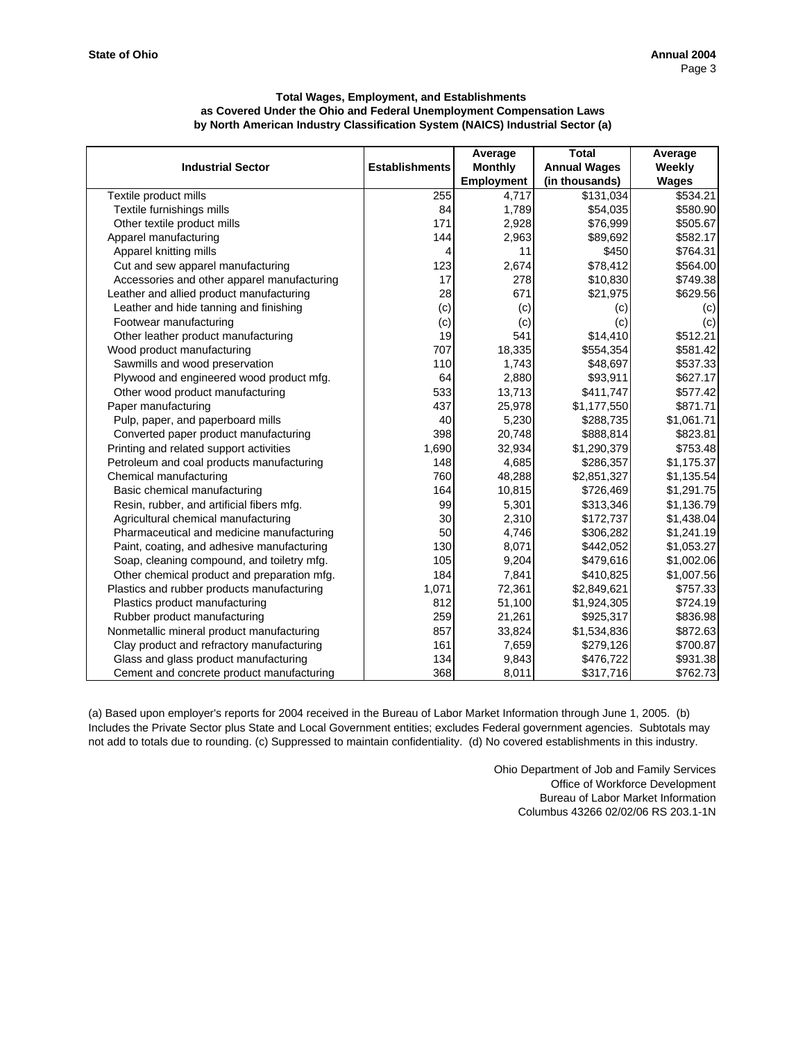**Total Wages, Employment, and Establishments as Covered Under the Ohio and Federal Unemployment Compensation Laws by North American Industry Classification System (NAICS) Industrial Sector (a)**

| Industrial Sector | Establishments | Average Monthly Employment | Total Annual Wages (in thousands) | Average Weekly Wages |
|---|---|---|---|---|
| Textile product mills | 255 | 4,717 | $131,034 | $534.21 |
| Textile furnishings mills | 84 | 1,789 | $54,035 | $580.90 |
| Other textile product mills | 171 | 2,928 | $76,999 | $505.67 |
| Apparel manufacturing | 144 | 2,963 | $89,692 | $582.17 |
| Apparel knitting mills | 4 | 11 | $450 | $764.31 |
| Cut and sew apparel manufacturing | 123 | 2,674 | $78,412 | $564.00 |
| Accessories and other apparel manufacturing | 17 | 278 | $10,830 | $749.38 |
| Leather and allied product manufacturing | 28 | 671 | $21,975 | $629.56 |
| Leather and hide tanning and finishing | (c) | (c) | (c) | (c) |
| Footwear manufacturing | (c) | (c) | (c) | (c) |
| Other leather product manufacturing | 19 | 541 | $14,410 | $512.21 |
| Wood product manufacturing | 707 | 18,335 | $554,354 | $581.42 |
| Sawmills and wood preservation | 110 | 1,743 | $48,697 | $537.33 |
| Plywood and engineered wood product mfg. | 64 | 2,880 | $93,911 | $627.17 |
| Other wood product manufacturing | 533 | 13,713 | $411,747 | $577.42 |
| Paper manufacturing | 437 | 25,978 | $1,177,550 | $871.71 |
| Pulp, paper, and paperboard mills | 40 | 5,230 | $288,735 | $1,061.71 |
| Converted paper product manufacturing | 398 | 20,748 | $888,814 | $823.81 |
| Printing and related support activities | 1,690 | 32,934 | $1,290,379 | $753.48 |
| Petroleum and coal products manufacturing | 148 | 4,685 | $286,357 | $1,175.37 |
| Chemical manufacturing | 760 | 48,288 | $2,851,327 | $1,135.54 |
| Basic chemical manufacturing | 164 | 10,815 | $726,469 | $1,291.75 |
| Resin, rubber, and artificial fibers mfg. | 99 | 5,301 | $313,346 | $1,136.79 |
| Agricultural chemical manufacturing | 30 | 2,310 | $172,737 | $1,438.04 |
| Pharmaceutical and medicine manufacturing | 50 | 4,746 | $306,282 | $1,241.19 |
| Paint, coating, and adhesive manufacturing | 130 | 8,071 | $442,052 | $1,053.27 |
| Soap, cleaning compound, and toiletry mfg. | 105 | 9,204 | $479,616 | $1,002.06 |
| Other chemical product and preparation mfg. | 184 | 7,841 | $410,825 | $1,007.56 |
| Plastics and rubber products manufacturing | 1,071 | 72,361 | $2,849,621 | $757.33 |
| Plastics product manufacturing | 812 | 51,100 | $1,924,305 | $724.19 |
| Rubber product manufacturing | 259 | 21,261 | $925,317 | $836.98 |
| Nonmetallic mineral product manufacturing | 857 | 33,824 | $1,534,836 | $872.63 |
| Clay product and refractory manufacturing | 161 | 7,659 | $279,126 | $700.87 |
| Glass and glass product manufacturing | 134 | 9,843 | $476,722 | $931.38 |
| Cement and concrete product manufacturing | 368 | 8,011 | $317,716 | $762.73 |

(a) Based upon employer's reports for 2004 received in the Bureau of Labor Market Information through June 1, 2005. (b) Includes the Private Sector plus State and Local Government entities; excludes Federal government agencies. Subtotals may not add to totals due to rounding. (c) Suppressed to maintain confidentiality. (d) No covered establishments in this industry.

Ohio Department of Job and Family Services
Office of Workforce Development
Bureau of Labor Market Information
Columbus 43266 02/02/06 RS 203.1-1N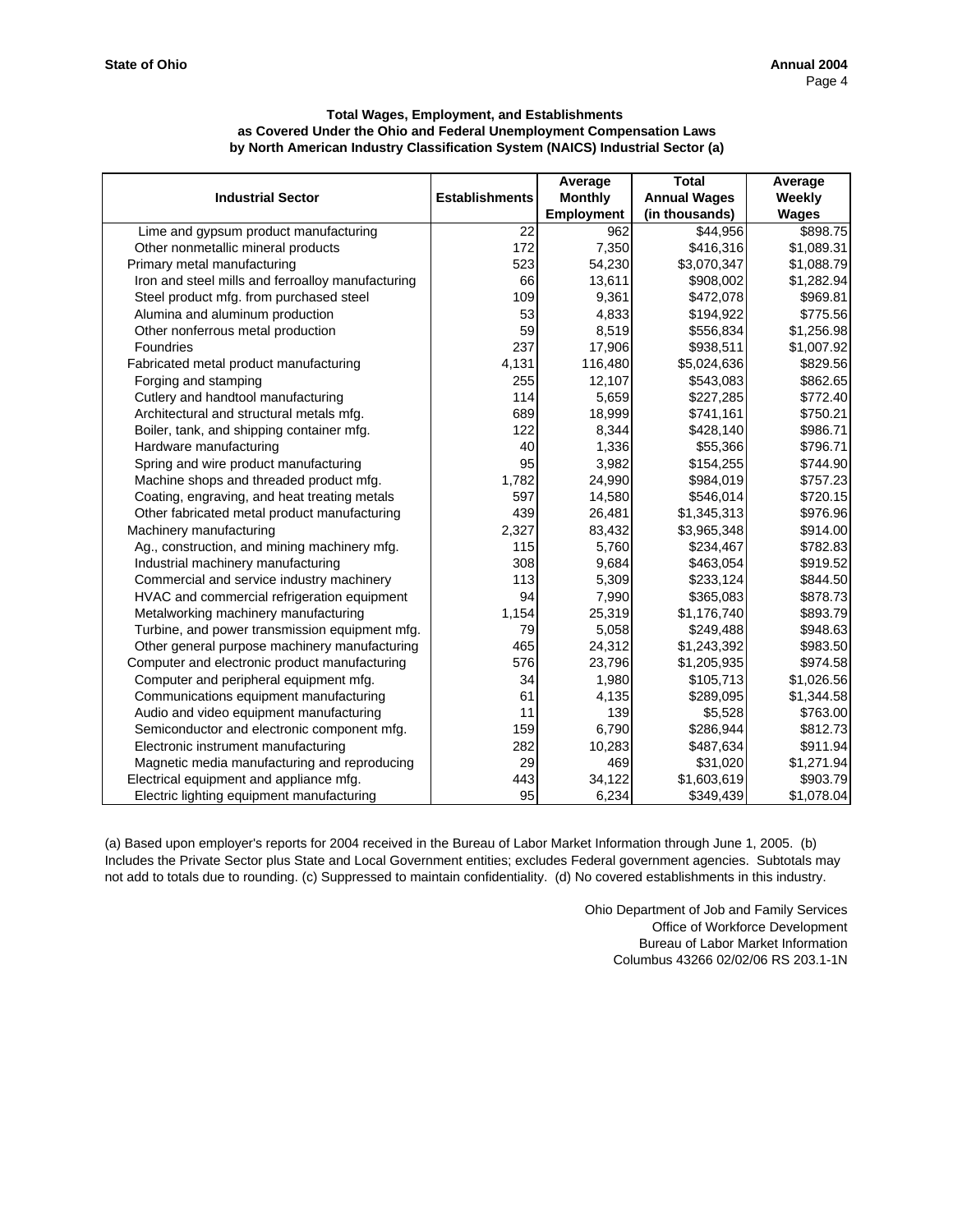**Total Wages, Employment, and Establishments**
**as Covered Under the Ohio and Federal Unemployment Compensation Laws**
**by North American Industry Classification System (NAICS) Industrial Sector (a)**

| Industrial Sector | Establishments | Average Monthly Employment | Total Annual Wages (in thousands) | Average Weekly Wages |
|---|---|---|---|---|
| Lime and gypsum product manufacturing | 22 | 962 | $44,956 | $898.75 |
| Other nonmetallic mineral products | 172 | 7,350 | $416,316 | $1,089.31 |
| Primary metal manufacturing | 523 | 54,230 | $3,070,347 | $1,088.79 |
| Iron and steel mills and ferroalloy manufacturing | 66 | 13,611 | $908,002 | $1,282.94 |
| Steel product mfg. from purchased steel | 109 | 9,361 | $472,078 | $969.81 |
| Alumina and aluminum production | 53 | 4,833 | $194,922 | $775.56 |
| Other nonferrous metal production | 59 | 8,519 | $556,834 | $1,256.98 |
| Foundries | 237 | 17,906 | $938,511 | $1,007.92 |
| Fabricated metal product manufacturing | 4,131 | 116,480 | $5,024,636 | $829.56 |
| Forging and stamping | 255 | 12,107 | $543,083 | $862.65 |
| Cutlery and handtool manufacturing | 114 | 5,659 | $227,285 | $772.40 |
| Architectural and structural metals mfg. | 689 | 18,999 | $741,161 | $750.21 |
| Boiler, tank, and shipping container mfg. | 122 | 8,344 | $428,140 | $986.71 |
| Hardware manufacturing | 40 | 1,336 | $55,366 | $796.71 |
| Spring and wire product manufacturing | 95 | 3,982 | $154,255 | $744.90 |
| Machine shops and threaded product mfg. | 1,782 | 24,990 | $984,019 | $757.23 |
| Coating, engraving, and heat treating metals | 597 | 14,580 | $546,014 | $720.15 |
| Other fabricated metal product manufacturing | 439 | 26,481 | $1,345,313 | $976.96 |
| Machinery manufacturing | 2,327 | 83,432 | $3,965,348 | $914.00 |
| Ag., construction, and mining machinery mfg. | 115 | 5,760 | $234,467 | $782.83 |
| Industrial machinery manufacturing | 308 | 9,684 | $463,054 | $919.52 |
| Commercial and service industry machinery | 113 | 5,309 | $233,124 | $844.50 |
| HVAC and commercial refrigeration equipment | 94 | 7,990 | $365,083 | $878.73 |
| Metalworking machinery manufacturing | 1,154 | 25,319 | $1,176,740 | $893.79 |
| Turbine, and power transmission equipment mfg. | 79 | 5,058 | $249,488 | $948.63 |
| Other general purpose machinery manufacturing | 465 | 24,312 | $1,243,392 | $983.50 |
| Computer and electronic product manufacturing | 576 | 23,796 | $1,205,935 | $974.58 |
| Computer and peripheral equipment mfg. | 34 | 1,980 | $105,713 | $1,026.56 |
| Communications equipment manufacturing | 61 | 4,135 | $289,095 | $1,344.58 |
| Audio and video equipment manufacturing | 11 | 139 | $5,528 | $763.00 |
| Semiconductor and electronic component mfg. | 159 | 6,790 | $286,944 | $812.73 |
| Electronic instrument manufacturing | 282 | 10,283 | $487,634 | $911.94 |
| Magnetic media manufacturing and reproducing | 29 | 469 | $31,020 | $1,271.94 |
| Electrical equipment and appliance mfg. | 443 | 34,122 | $1,603,619 | $903.79 |
| Electric lighting equipment manufacturing | 95 | 6,234 | $349,439 | $1,078.04 |

(a) Based upon employer's reports for 2004 received in the Bureau of Labor Market Information through June 1, 2005. (b) Includes the Private Sector plus State and Local Government entities; excludes Federal government agencies. Subtotals may not add to totals due to rounding. (c) Suppressed to maintain confidentiality. (d) No covered establishments in this industry.

Ohio Department of Job and Family Services
Office of Workforce Development
Bureau of Labor Market Information
Columbus 43266 02/02/06 RS 203.1-1N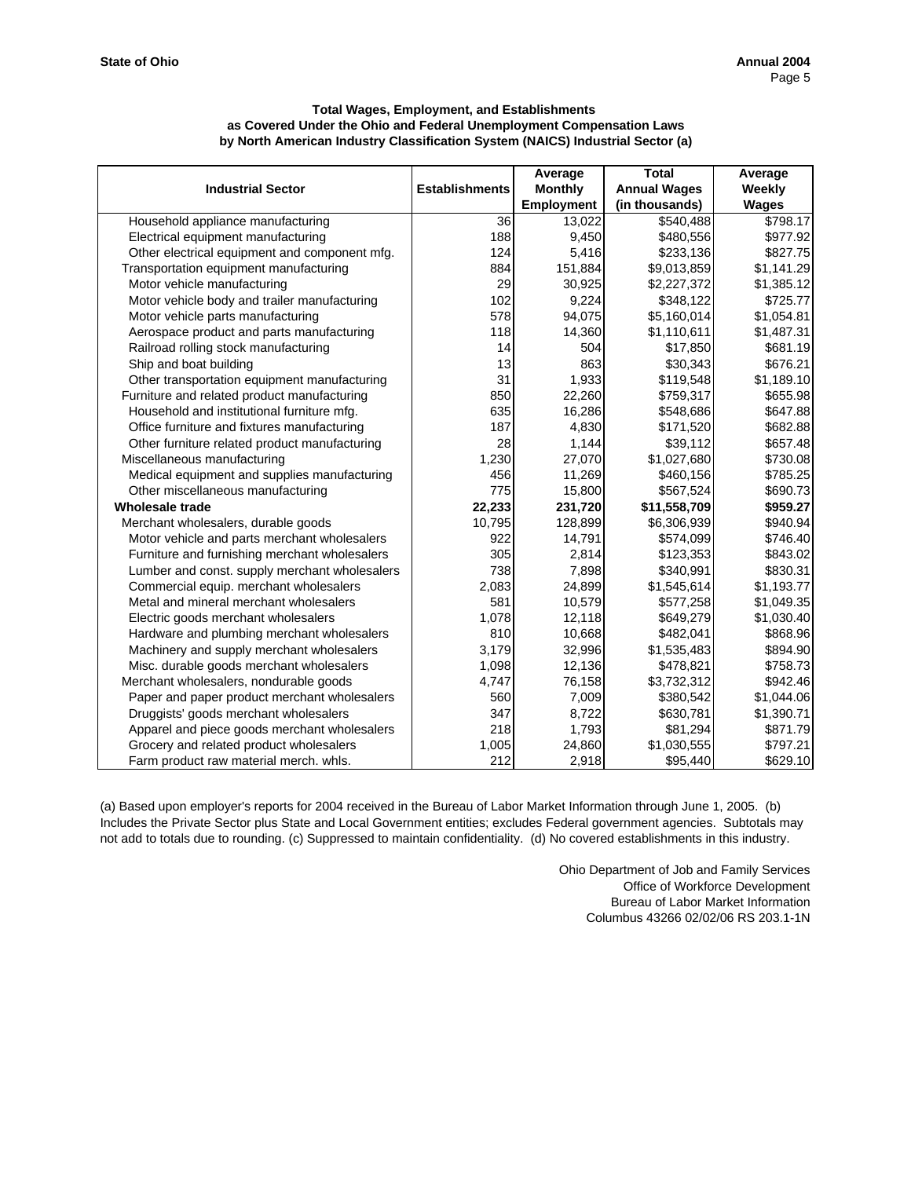**Total Wages, Employment, and Establishments**
**as Covered Under the Ohio and Federal Unemployment Compensation Laws**
**by North American Industry Classification System (NAICS) Industrial Sector (a)**

| Industrial Sector | Establishments | Average Monthly Employment | Total Annual Wages (in thousands) | Average Weekly Wages |
|---|---|---|---|---|
| Household appliance manufacturing | 36 | 13,022 | $540,488 | $798.17 |
| Electrical equipment manufacturing | 188 | 9,450 | $480,556 | $977.92 |
| Other electrical equipment and component mfg. | 124 | 5,416 | $233,136 | $827.75 |
| Transportation equipment manufacturing | 884 | 151,884 | $9,013,859 | $1,141.29 |
| Motor vehicle manufacturing | 29 | 30,925 | $2,227,372 | $1,385.12 |
| Motor vehicle body and trailer manufacturing | 102 | 9,224 | $348,122 | $725.77 |
| Motor vehicle parts manufacturing | 578 | 94,075 | $5,160,014 | $1,054.81 |
| Aerospace product and parts manufacturing | 118 | 14,360 | $1,110,611 | $1,487.31 |
| Railroad rolling stock manufacturing | 14 | 504 | $17,850 | $681.19 |
| Ship and boat building | 13 | 863 | $30,343 | $676.21 |
| Other transportation equipment manufacturing | 31 | 1,933 | $119,548 | $1,189.10 |
| Furniture and related product manufacturing | 850 | 22,260 | $759,317 | $655.98 |
| Household and institutional furniture mfg. | 635 | 16,286 | $548,686 | $647.88 |
| Office furniture and fixtures manufacturing | 187 | 4,830 | $171,520 | $682.88 |
| Other furniture related product manufacturing | 28 | 1,144 | $39,112 | $657.48 |
| Miscellaneous manufacturing | 1,230 | 27,070 | $1,027,680 | $730.08 |
| Medical equipment and supplies manufacturing | 456 | 11,269 | $460,156 | $785.25 |
| Other miscellaneous manufacturing | 775 | 15,800 | $567,524 | $690.73 |
| **Wholesale trade** | **22,233** | **231,720** | **$11,558,709** | **$959.27** |
| Merchant wholesalers, durable goods | 10,795 | 128,899 | $6,306,939 | $940.94 |
| Motor vehicle and parts merchant wholesalers | 922 | 14,791 | $574,099 | $746.40 |
| Furniture and furnishing merchant wholesalers | 305 | 2,814 | $123,353 | $843.02 |
| Lumber and const. supply merchant wholesalers | 738 | 7,898 | $340,991 | $830.31 |
| Commercial equip. merchant wholesalers | 2,083 | 24,899 | $1,545,614 | $1,193.77 |
| Metal and mineral merchant wholesalers | 581 | 10,579 | $577,258 | $1,049.35 |
| Electric goods merchant wholesalers | 1,078 | 12,118 | $649,279 | $1,030.40 |
| Hardware and plumbing merchant wholesalers | 810 | 10,668 | $482,041 | $868.96 |
| Machinery and supply merchant wholesalers | 3,179 | 32,996 | $1,535,483 | $894.90 |
| Misc. durable goods merchant wholesalers | 1,098 | 12,136 | $478,821 | $758.73 |
| Merchant wholesalers, nondurable goods | 4,747 | 76,158 | $3,732,312 | $942.46 |
| Paper and paper product merchant wholesalers | 560 | 7,009 | $380,542 | $1,044.06 |
| Druggists' goods merchant wholesalers | 347 | 8,722 | $630,781 | $1,390.71 |
| Apparel and piece goods merchant wholesalers | 218 | 1,793 | $81,294 | $871.79 |
| Grocery and related product wholesalers | 1,005 | 24,860 | $1,030,555 | $797.21 |
| Farm product raw material merch. whls. | 212 | 2,918 | $95,440 | $629.10 |

(a) Based upon employer's reports for 2004 received in the Bureau of Labor Market Information through June 1, 2005. (b) Includes the Private Sector plus State and Local Government entities; excludes Federal government agencies. Subtotals may not add to totals due to rounding. (c) Suppressed to maintain confidentiality. (d) No covered establishments in this industry.

Ohio Department of Job and Family Services
Office of Workforce Development
Bureau of Labor Market Information
Columbus 43266 02/02/06 RS 203.1-1N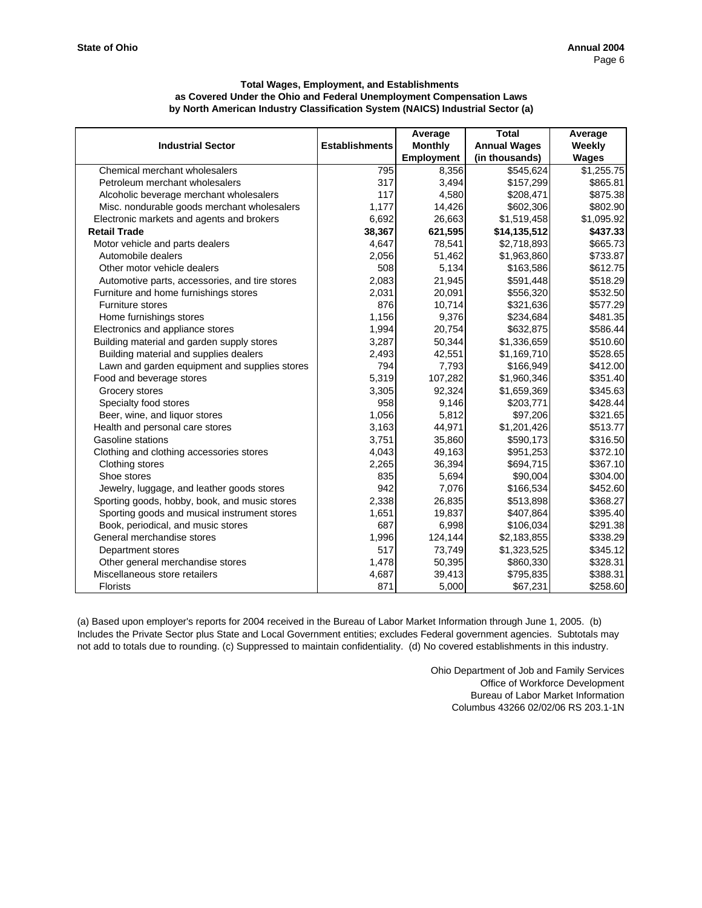### Total Wages, Employment, and Establishments
### as Covered Under the Ohio and Federal Unemployment Compensation Laws
### by North American Industry Classification System (NAICS) Industrial Sector (a)

| Industrial Sector | Establishments | Average Monthly Employment | Total Annual Wages (in thousands) | Average Weekly Wages |
|---|---|---|---|---|
| Chemical merchant wholesalers | 795 | 8,356 | $545,624 | $1,255.75 |
| Petroleum merchant wholesalers | 317 | 3,494 | $157,299 | $865.81 |
| Alcoholic beverage merchant wholesalers | 117 | 4,580 | $208,471 | $875.38 |
| Misc. nondurable goods merchant wholesalers | 1,177 | 14,426 | $602,306 | $802.90 |
| Electronic markets and agents and brokers | 6,692 | 26,663 | $1,519,458 | $1,095.92 |
| **Retail Trade** | **38,367** | **621,595** | **$14,135,512** | **$437.33** |
| Motor vehicle and parts dealers | 4,647 | 78,541 | $2,718,893 | $665.73 |
| Automobile dealers | 2,056 | 51,462 | $1,963,860 | $733.87 |
| Other motor vehicle dealers | 508 | 5,134 | $163,586 | $612.75 |
| Automotive parts, accessories, and tire stores | 2,083 | 21,945 | $591,448 | $518.29 |
| Furniture and home furnishings stores | 2,031 | 20,091 | $556,320 | $532.50 |
| Furniture stores | 876 | 10,714 | $321,636 | $577.29 |
| Home furnishings stores | 1,156 | 9,376 | $234,684 | $481.35 |
| Electronics and appliance stores | 1,994 | 20,754 | $632,875 | $586.44 |
| Building material and garden supply stores | 3,287 | 50,344 | $1,336,659 | $510.60 |
| Building material and supplies dealers | 2,493 | 42,551 | $1,169,710 | $528.65 |
| Lawn and garden equipment and supplies stores | 794 | 7,793 | $166,949 | $412.00 |
| Food and beverage stores | 5,319 | 107,282 | $1,960,346 | $351.40 |
| Grocery stores | 3,305 | 92,324 | $1,659,369 | $345.63 |
| Specialty food stores | 958 | 9,146 | $203,771 | $428.44 |
| Beer, wine, and liquor stores | 1,056 | 5,812 | $97,206 | $321.65 |
| Health and personal care stores | 3,163 | 44,971 | $1,201,426 | $513.77 |
| Gasoline stations | 3,751 | 35,860 | $590,173 | $316.50 |
| Clothing and clothing accessories stores | 4,043 | 49,163 | $951,253 | $372.10 |
| Clothing stores | 2,265 | 36,394 | $694,715 | $367.10 |
| Shoe stores | 835 | 5,694 | $90,004 | $304.00 |
| Jewelry, luggage, and leather goods stores | 942 | 7,076 | $166,534 | $452.60 |
| Sporting goods, hobby, book, and music stores | 2,338 | 26,835 | $513,898 | $368.27 |
| Sporting goods and musical instrument stores | 1,651 | 19,837 | $407,864 | $395.40 |
| Book, periodical, and music stores | 687 | 6,998 | $106,034 | $291.38 |
| General merchandise stores | 1,996 | 124,144 | $2,183,855 | $338.29 |
| Department stores | 517 | 73,749 | $1,323,525 | $345.12 |
| Other general merchandise stores | 1,478 | 50,395 | $860,330 | $328.31 |
| Miscellaneous store retailers | 4,687 | 39,413 | $795,835 | $388.31 |
| Florists | 871 | 5,000 | $67,231 | $258.60 |

(a) Based upon employer's reports for 2004 received in the Bureau of Labor Market Information through June 1, 2005. (b) Includes the Private Sector plus State and Local Government entities; excludes Federal government agencies. Subtotals may not add to totals due to rounding. (c) Suppressed to maintain confidentiality. (d) No covered establishments in this industry.

Ohio Department of Job and Family Services
Office of Workforce Development
Bureau of Labor Market Information
Columbus 43266 02/02/06 RS 203.1-1N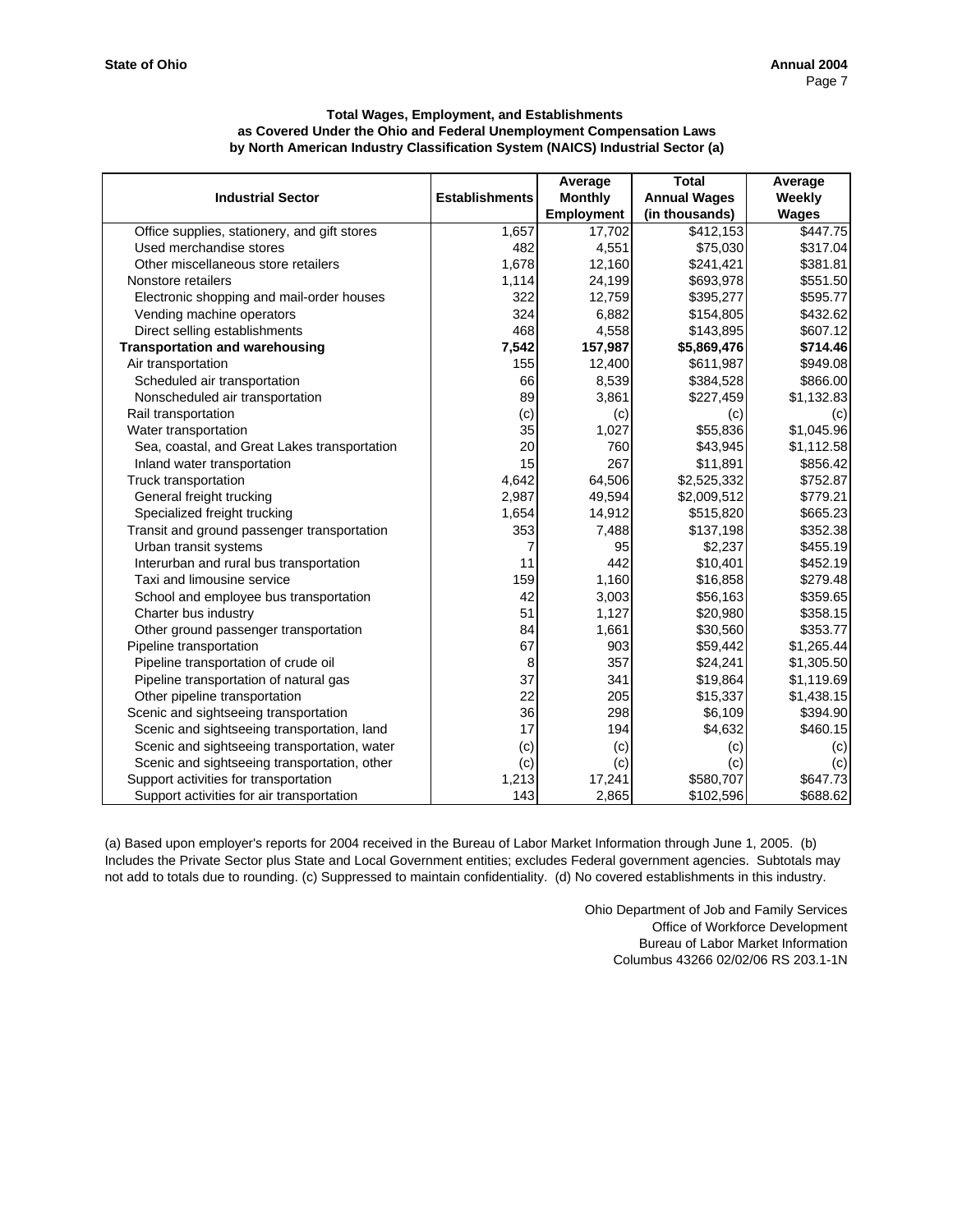**Total Wages, Employment, and Establishments as Covered Under the Ohio and Federal Unemployment Compensation Laws by North American Industry Classification System (NAICS) Industrial Sector (a)**

| Industrial Sector | Establishments | Average Monthly Employment | Total Annual Wages (in thousands) | Average Weekly Wages |
|---|---|---|---|---|
| Office supplies, stationery, and gift stores | 1,657 | 17,702 | $412,153 | $447.75 |
| Used merchandise stores | 482 | 4,551 | $75,030 | $317.04 |
| Other miscellaneous store retailers | 1,678 | 12,160 | $241,421 | $381.81 |
| Nonstore retailers | 1,114 | 24,199 | $693,978 | $551.50 |
| Electronic shopping and mail-order houses | 322 | 12,759 | $395,277 | $595.77 |
| Vending machine operators | 324 | 6,882 | $154,805 | $432.62 |
| Direct selling establishments | 468 | 4,558 | $143,895 | $607.12 |
| **Transportation and warehousing** | **7,542** | **157,987** | **$5,869,476** | **$714.46** |
| Air transportation | 155 | 12,400 | $611,987 | $949.08 |
| Scheduled air transportation | 66 | 8,539 | $384,528 | $866.00 |
| Nonscheduled air transportation | 89 | 3,861 | $227,459 | $1,132.83 |
| Rail transportation | (c) | (c) | (c) | (c) |
| Water transportation | 35 | 1,027 | $55,836 | $1,045.96 |
| Sea, coastal, and Great Lakes transportation | 20 | 760 | $43,945 | $1,112.58 |
| Inland water transportation | 15 | 267 | $11,891 | $856.42 |
| Truck transportation | 4,642 | 64,506 | $2,525,332 | $752.87 |
| General freight trucking | 2,987 | 49,594 | $2,009,512 | $779.21 |
| Specialized freight trucking | 1,654 | 14,912 | $515,820 | $665.23 |
| Transit and ground passenger transportation | 353 | 7,488 | $137,198 | $352.38 |
| Urban transit systems | 7 | 95 | $2,237 | $455.19 |
| Interurban and rural bus transportation | 11 | 442 | $10,401 | $452.19 |
| Taxi and limousine service | 159 | 1,160 | $16,858 | $279.48 |
| School and employee bus transportation | 42 | 3,003 | $56,163 | $359.65 |
| Charter bus industry | 51 | 1,127 | $20,980 | $358.15 |
| Other ground passenger transportation | 84 | 1,661 | $30,560 | $353.77 |
| Pipeline transportation | 67 | 903 | $59,442 | $1,265.44 |
| Pipeline transportation of crude oil | 8 | 357 | $24,241 | $1,305.50 |
| Pipeline transportation of natural gas | 37 | 341 | $19,864 | $1,119.69 |
| Other pipeline transportation | 22 | 205 | $15,337 | $1,438.15 |
| Scenic and sightseeing transportation | 36 | 298 | $6,109 | $394.90 |
| Scenic and sightseeing transportation, land | 17 | 194 | $4,632 | $460.15 |
| Scenic and sightseeing transportation, water | (c) | (c) | (c) | (c) |
| Scenic and sightseeing transportation, other | (c) | (c) | (c) | (c) |
| Support activities for transportation | 1,213 | 17,241 | $580,707 | $647.73 |
| Support activities for air transportation | 143 | 2,865 | $102,596 | $688.62 |

(a) Based upon employer's reports for 2004 received in the Bureau of Labor Market Information through June 1, 2005. (b) Includes the Private Sector plus State and Local Government entities; excludes Federal government agencies. Subtotals may not add to totals due to rounding. (c) Suppressed to maintain confidentiality. (d) No covered establishments in this industry.

Ohio Department of Job and Family Services
Office of Workforce Development
Bureau of Labor Market Information
Columbus 43266 02/02/06 RS 203.1-1N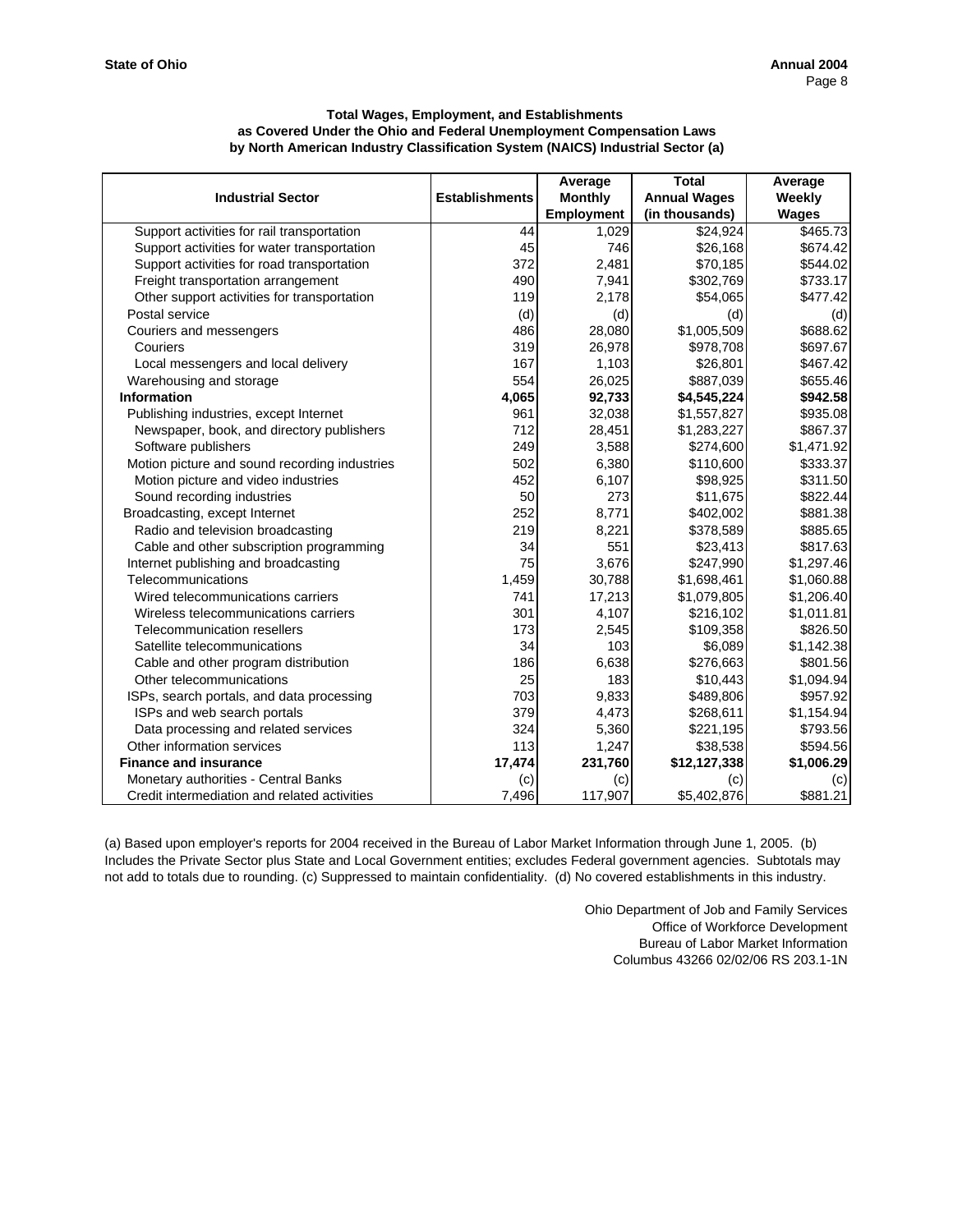**Total Wages, Employment, and Establishments as Covered Under the Ohio and Federal Unemployment Compensation Laws by North American Industry Classification System (NAICS) Industrial Sector (a)**

| Industrial Sector | Establishments | Average Monthly Employment | Total Annual Wages (in thousands) | Average Weekly Wages |
|---|---|---|---|---|
| Support activities for rail transportation | 44 | 1,029 | $24,924 | $465.73 |
| Support activities for water transportation | 45 | 746 | $26,168 | $674.42 |
| Support activities for road transportation | 372 | 2,481 | $70,185 | $544.02 |
| Freight transportation arrangement | 490 | 7,941 | $302,769 | $733.17 |
| Other support activities for transportation | 119 | 2,178 | $54,065 | $477.42 |
| Postal service | (d) | (d) | (d) | (d) |
| Couriers and messengers | 486 | 28,080 | $1,005,509 | $688.62 |
| Couriers | 319 | 26,978 | $978,708 | $697.67 |
| Local messengers and local delivery | 167 | 1,103 | $26,801 | $467.42 |
| Warehousing and storage | 554 | 26,025 | $887,039 | $655.46 |
| **Information** | **4,065** | **92,733** | **$4,545,224** | **$942.58** |
| Publishing industries, except Internet | 961 | 32,038 | $1,557,827 | $935.08 |
| Newspaper, book, and directory publishers | 712 | 28,451 | $1,283,227 | $867.37 |
| Software publishers | 249 | 3,588 | $274,600 | $1,471.92 |
| Motion picture and sound recording industries | 502 | 6,380 | $110,600 | $333.37 |
| Motion picture and video industries | 452 | 6,107 | $98,925 | $311.50 |
| Sound recording industries | 50 | 273 | $11,675 | $822.44 |
| Broadcasting, except Internet | 252 | 8,771 | $402,002 | $881.38 |
| Radio and television broadcasting | 219 | 8,221 | $378,589 | $885.65 |
| Cable and other subscription programming | 34 | 551 | $23,413 | $817.63 |
| Internet publishing and broadcasting | 75 | 3,676 | $247,990 | $1,297.46 |
| Telecommunications | 1,459 | 30,788 | $1,698,461 | $1,060.88 |
| Wired telecommunications carriers | 741 | 17,213 | $1,079,805 | $1,206.40 |
| Wireless telecommunications carriers | 301 | 4,107 | $216,102 | $1,011.81 |
| Telecommunication resellers | 173 | 2,545 | $109,358 | $826.50 |
| Satellite telecommunications | 34 | 103 | $6,089 | $1,142.38 |
| Cable and other program distribution | 186 | 6,638 | $276,663 | $801.56 |
| Other telecommunications | 25 | 183 | $10,443 | $1,094.94 |
| ISPs, search portals, and data processing | 703 | 9,833 | $489,806 | $957.92 |
| ISPs and web search portals | 379 | 4,473 | $268,611 | $1,154.94 |
| Data processing and related services | 324 | 5,360 | $221,195 | $793.56 |
| Other information services | 113 | 1,247 | $38,538 | $594.56 |
| **Finance and insurance** | **17,474** | **231,760** | **$12,127,338** | **$1,006.29** |
| Monetary authorities - Central Banks | (c) | (c) | (c) | (c) |
| Credit intermediation and related activities | 7,496 | 117,907 | $5,402,876 | $881.21 |

(a) Based upon employer's reports for 2004 received in the Bureau of Labor Market Information through June 1, 2005. (b) Includes the Private Sector plus State and Local Government entities; excludes Federal government agencies. Subtotals may not add to totals due to rounding. (c) Suppressed to maintain confidentiality. (d) No covered establishments in this industry.

Ohio Department of Job and Family Services
Office of Workforce Development
Bureau of Labor Market Information
Columbus 43266 02/02/06 RS 203.1-1N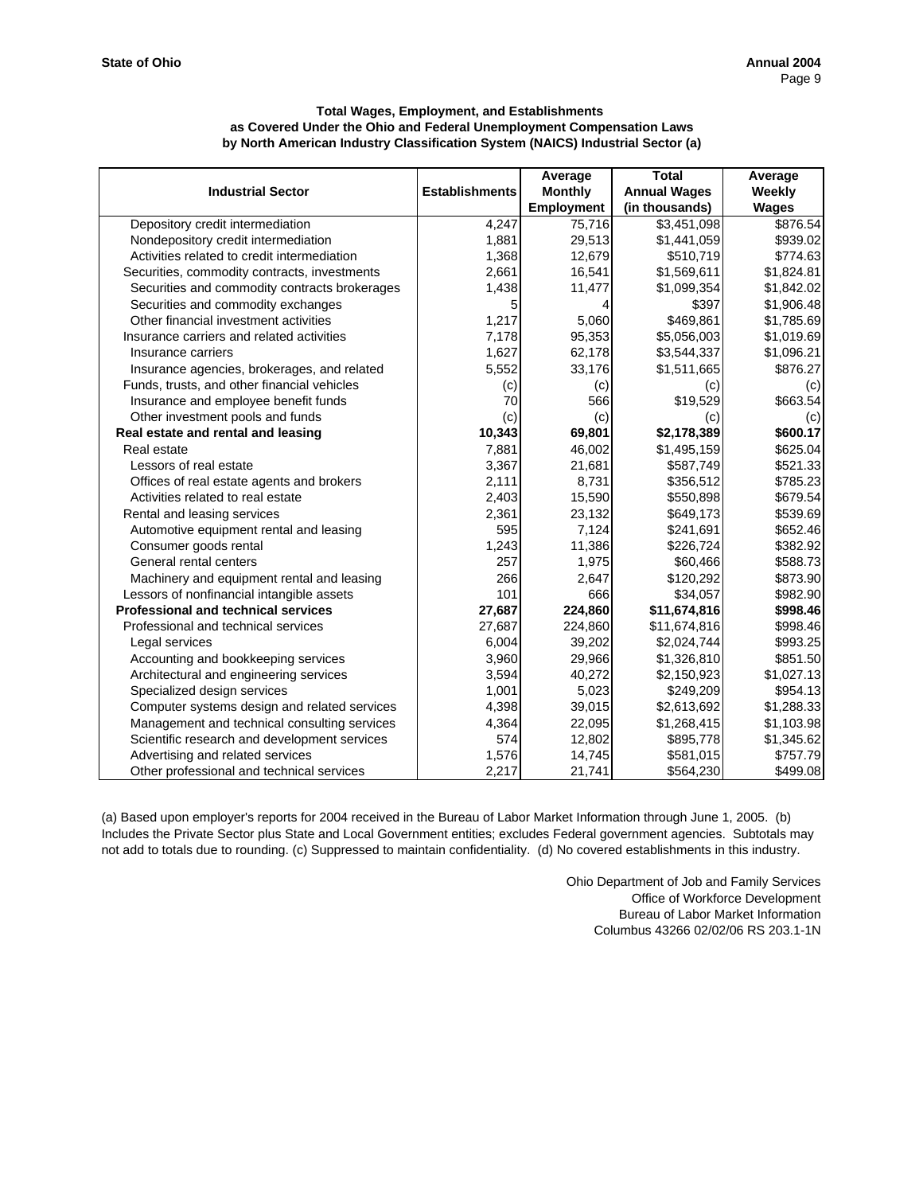**Total Wages, Employment, and Establishments as Covered Under the Ohio and Federal Unemployment Compensation Laws by North American Industry Classification System (NAICS) Industrial Sector (a)**

| Industrial Sector | Establishments | Average Monthly Employment | Total Annual Wages (in thousands) | Average Weekly Wages |
|---|---|---|---|---|
| Depository credit intermediation | 4,247 | 75,716 | $3,451,098 | $876.54 |
| Nondepository credit intermediation | 1,881 | 29,513 | $1,441,059 | $939.02 |
| Activities related to credit intermediation | 1,368 | 12,679 | $510,719 | $774.63 |
| Securities, commodity contracts, investments | 2,661 | 16,541 | $1,569,611 | $1,824.81 |
| Securities and commodity contracts brokerages | 1,438 | 11,477 | $1,099,354 | $1,842.02 |
| Securities and commodity exchanges | 5 | 4 | $397 | $1,906.48 |
| Other financial investment activities | 1,217 | 5,060 | $469,861 | $1,785.69 |
| Insurance carriers and related activities | 7,178 | 95,353 | $5,056,003 | $1,019.69 |
| Insurance carriers | 1,627 | 62,178 | $3,544,337 | $1,096.21 |
| Insurance agencies, brokerages, and related | 5,552 | 33,176 | $1,511,665 | $876.27 |
| Funds, trusts, and other financial vehicles | (c) | (c) | (c) | (c) |
| Insurance and employee benefit funds | 70 | 566 | $19,529 | $663.54 |
| Other investment pools and funds | (c) | (c) | (c) | (c) |
| **Real estate and rental and leasing** | **10,343** | **69,801** | **$2,178,389** | **$600.17** |
| Real estate | 7,881 | 46,002 | $1,495,159 | $625.04 |
| Lessors of real estate | 3,367 | 21,681 | $587,749 | $521.33 |
| Offices of real estate agents and brokers | 2,111 | 8,731 | $356,512 | $785.23 |
| Activities related to real estate | 2,403 | 15,590 | $550,898 | $679.54 |
| Rental and leasing services | 2,361 | 23,132 | $649,173 | $539.69 |
| Automotive equipment rental and leasing | 595 | 7,124 | $241,691 | $652.46 |
| Consumer goods rental | 1,243 | 11,386 | $226,724 | $382.92 |
| General rental centers | 257 | 1,975 | $60,466 | $588.73 |
| Machinery and equipment rental and leasing | 266 | 2,647 | $120,292 | $873.90 |
| Lessors of nonfinancial intangible assets | 101 | 666 | $34,057 | $982.90 |
| **Professional and technical services** | **27,687** | **224,860** | **$11,674,816** | **$998.46** |
| Professional and technical services | 27,687 | 224,860 | $11,674,816 | $998.46 |
| Legal services | 6,004 | 39,202 | $2,024,744 | $993.25 |
| Accounting and bookkeeping services | 3,960 | 29,966 | $1,326,810 | $851.50 |
| Architectural and engineering services | 3,594 | 40,272 | $2,150,923 | $1,027.13 |
| Specialized design services | 1,001 | 5,023 | $249,209 | $954.13 |
| Computer systems design and related services | 4,398 | 39,015 | $2,613,692 | $1,288.33 |
| Management and technical consulting services | 4,364 | 22,095 | $1,268,415 | $1,103.98 |
| Scientific research and development services | 574 | 12,802 | $895,778 | $1,345.62 |
| Advertising and related services | 1,576 | 14,745 | $581,015 | $757.79 |
| Other professional and technical services | 2,217 | 21,741 | $564,230 | $499.08 |

(a) Based upon employer's reports for 2004 received in the Bureau of Labor Market Information through June 1, 2005. (b) Includes the Private Sector plus State and Local Government entities; excludes Federal government agencies. Subtotals may not add to totals due to rounding. (c) Suppressed to maintain confidentiality. (d) No covered establishments in this industry.

Ohio Department of Job and Family Services
Office of Workforce Development
Bureau of Labor Market Information
Columbus 43266 02/02/06 RS 203.1-1N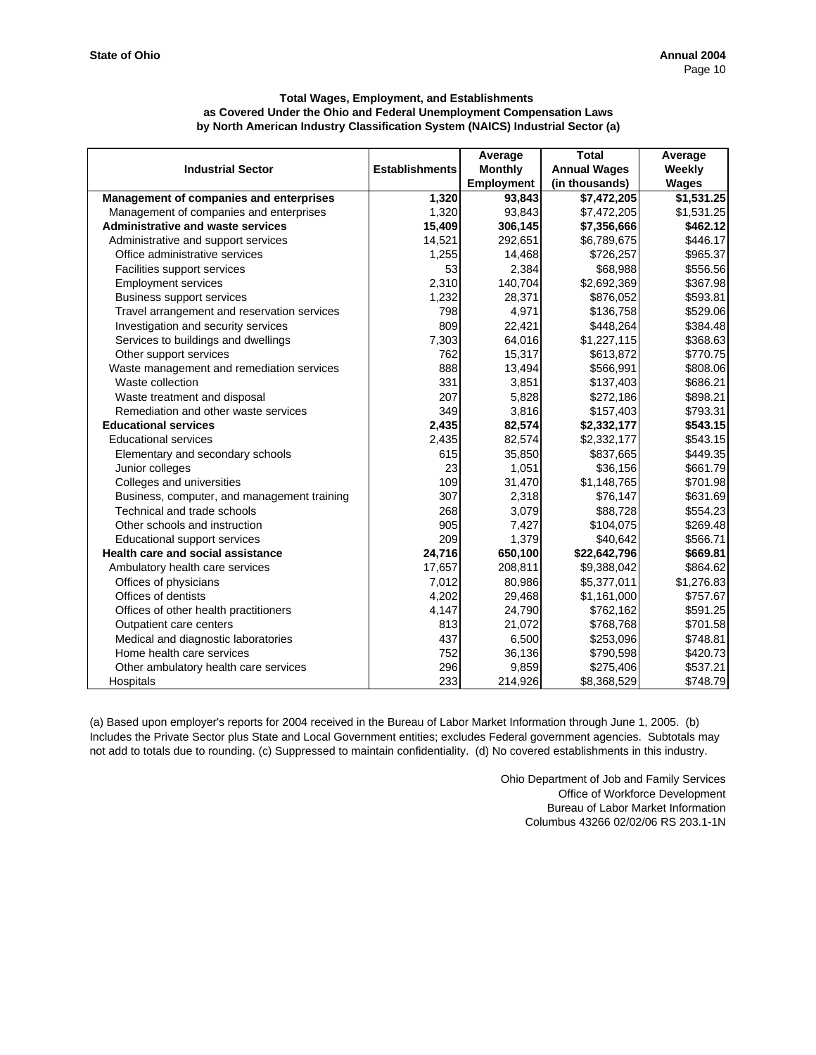**State of Ohio** **Annual 2004**

### Total Wages, Employment, and Establishments as Covered Under the Ohio and Federal Unemployment Compensation Laws by North American Industry Classification System (NAICS) Industrial Sector (a)

| Industrial Sector | Establishments | Average Monthly Employment | Total Annual Wages (in thousands) | Average Weekly Wages |
|---|---|---|---|---|
| **Management of companies and enterprises** | **1,320** | **93,843** | **$7,472,205** | **$1,531.25** |
| Management of companies and enterprises | 1,320 | 93,843 | $7,472,205 | $1,531.25 |
| **Administrative and waste services** | **15,409** | **306,145** | **$7,356,666** | **$462.12** |
| Administrative and support services | 14,521 | 292,651 | $6,789,675 | $446.17 |
| Office administrative services | 1,255 | 14,468 | $726,257 | $965.37 |
| Facilities support services | 53 | 2,384 | $68,988 | $556.56 |
| Employment services | 2,310 | 140,704 | $2,692,369 | $367.98 |
| Business support services | 1,232 | 28,371 | $876,052 | $593.81 |
| Travel arrangement and reservation services | 798 | 4,971 | $136,758 | $529.06 |
| Investigation and security services | 809 | 22,421 | $448,264 | $384.48 |
| Services to buildings and dwellings | 7,303 | 64,016 | $1,227,115 | $368.63 |
| Other support services | 762 | 15,317 | $613,872 | $770.75 |
| Waste management and remediation services | 888 | 13,494 | $566,991 | $808.06 |
| Waste collection | 331 | 3,851 | $137,403 | $686.21 |
| Waste treatment and disposal | 207 | 5,828 | $272,186 | $898.21 |
| Remediation and other waste services | 349 | 3,816 | $157,403 | $793.31 |
| **Educational services** | **2,435** | **82,574** | **$2,332,177** | **$543.15** |
| Educational services | 2,435 | 82,574 | $2,332,177 | $543.15 |
| Elementary and secondary schools | 615 | 35,850 | $837,665 | $449.35 |
| Junior colleges | 23 | 1,051 | $36,156 | $661.79 |
| Colleges and universities | 109 | 31,470 | $1,148,765 | $701.98 |
| Business, computer, and management training | 307 | 2,318 | $76,147 | $631.69 |
| Technical and trade schools | 268 | 3,079 | $88,728 | $554.23 |
| Other schools and instruction | 905 | 7,427 | $104,075 | $269.48 |
| Educational support services | 209 | 1,379 | $40,642 | $566.71 |
| **Health care and social assistance** | **24,716** | **650,100** | **$22,642,796** | **$669.81** |
| Ambulatory health care services | 17,657 | 208,811 | $9,388,042 | $864.62 |
| Offices of physicians | 7,012 | 80,986 | $5,377,011 | $1,276.83 |
| Offices of dentists | 4,202 | 29,468 | $1,161,000 | $757.67 |
| Offices of other health practitioners | 4,147 | 24,790 | $762,162 | $591.25 |
| Outpatient care centers | 813 | 21,072 | $768,768 | $701.58 |
| Medical and diagnostic laboratories | 437 | 6,500 | $253,096 | $748.81 |
| Home health care services | 752 | 36,136 | $790,598 | $420.73 |
| Other ambulatory health care services | 296 | 9,859 | $275,406 | $537.21 |
| Hospitals | 233 | 214,926 | $8,368,529 | $748.79 |

(a) Based upon employer's reports for 2004 received in the Bureau of Labor Market Information through June 1, 2005. (b) Includes the Private Sector plus State and Local Government entities; excludes Federal government agencies. Subtotals may not add to totals due to rounding. (c) Suppressed to maintain confidentiality. (d) No covered establishments in this industry.

Ohio Department of Job and Family Services
Office of Workforce Development
Bureau of Labor Market Information
Columbus 43266 02/02/06 RS 203.1-1N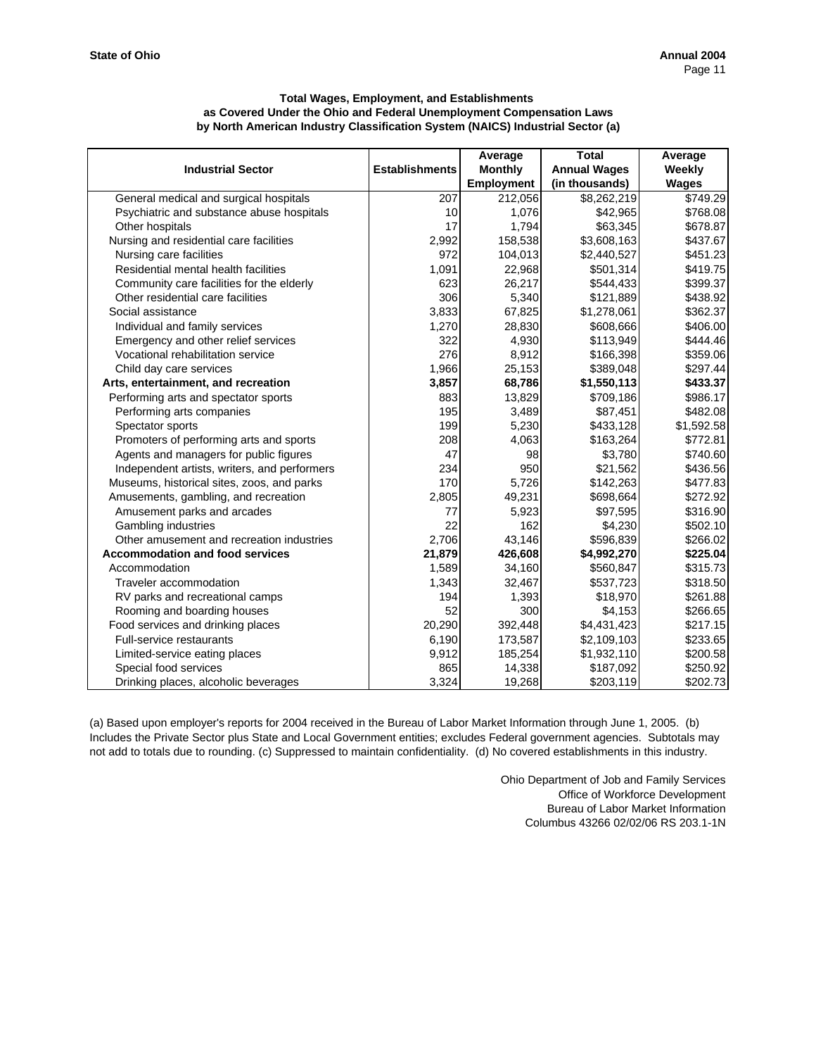### Total Wages, Employment, and Establishments as Covered Under the Ohio and Federal Unemployment Compensation Laws by North American Industry Classification System (NAICS) Industrial Sector (a)

| Industrial Sector | Establishments | Average Monthly Employment | Total Annual Wages (in thousands) | Average Weekly Wages |
|---|---|---|---|---|
| General medical and surgical hospitals | 207 | 212,056 | $8,262,219 | $749.29 |
| Psychiatric and substance abuse hospitals | 10 | 1,076 | $42,965 | $768.08 |
| Other hospitals | 17 | 1,794 | $63,345 | $678.87 |
| Nursing and residential care facilities | 2,992 | 158,538 | $3,608,163 | $437.67 |
| Nursing care facilities | 972 | 104,013 | $2,440,527 | $451.23 |
| Residential mental health facilities | 1,091 | 22,968 | $501,314 | $419.75 |
| Community care facilities for the elderly | 623 | 26,217 | $544,433 | $399.37 |
| Other residential care facilities | 306 | 5,340 | $121,889 | $438.92 |
| Social assistance | 3,833 | 67,825 | $1,278,061 | $362.37 |
| Individual and family services | 1,270 | 28,830 | $608,666 | $406.00 |
| Emergency and other relief services | 322 | 4,930 | $113,949 | $444.46 |
| Vocational rehabilitation service | 276 | 8,912 | $166,398 | $359.06 |
| Child day care services | 1,966 | 25,153 | $389,048 | $297.44 |
| **Arts, entertainment, and recreation** | **3,857** | **68,786** | **$1,550,113** | **$433.37** |
| Performing arts and spectator sports | 883 | 13,829 | $709,186 | $986.17 |
| Performing arts companies | 195 | 3,489 | $87,451 | $482.08 |
| Spectator sports | 199 | 5,230 | $433,128 | $1,592.58 |
| Promoters of performing arts and sports | 208 | 4,063 | $163,264 | $772.81 |
| Agents and managers for public figures | 47 | 98 | $3,780 | $740.60 |
| Independent artists, writers, and performers | 234 | 950 | $21,562 | $436.56 |
| Museums, historical sites, zoos, and parks | 170 | 5,726 | $142,263 | $477.83 |
| Amusements, gambling, and recreation | 2,805 | 49,231 | $698,664 | $272.92 |
| Amusement parks and arcades | 77 | 5,923 | $97,595 | $316.90 |
| Gambling industries | 22 | 162 | $4,230 | $502.10 |
| Other amusement and recreation industries | 2,706 | 43,146 | $596,839 | $266.02 |
| **Accommodation and food services** | **21,879** | **426,608** | **$4,992,270** | **$225.04** |
| Accommodation | 1,589 | 34,160 | $560,847 | $315.73 |
| Traveler accommodation | 1,343 | 32,467 | $537,723 | $318.50 |
| RV parks and recreational camps | 194 | 1,393 | $18,970 | $261.88 |
| Rooming and boarding houses | 52 | 300 | $4,153 | $266.65 |
| Food services and drinking places | 20,290 | 392,448 | $4,431,423 | $217.15 |
| Full-service restaurants | 6,190 | 173,587 | $2,109,103 | $233.65 |
| Limited-service eating places | 9,912 | 185,254 | $1,932,110 | $200.58 |
| Special food services | 865 | 14,338 | $187,092 | $250.92 |
| Drinking places, alcoholic beverages | 3,324 | 19,268 | $203,119 | $202.73 |

(a) Based upon employer's reports for 2004 received in the Bureau of Labor Market Information through June 1, 2005. (b) Includes the Private Sector plus State and Local Government entities; excludes Federal government agencies. Subtotals may not add to totals due to rounding. (c) Suppressed to maintain confidentiality. (d) No covered establishments in this industry.

Ohio Department of Job and Family Services
Office of Workforce Development
Bureau of Labor Market Information
Columbus 43266 02/02/06 RS 203.1-1N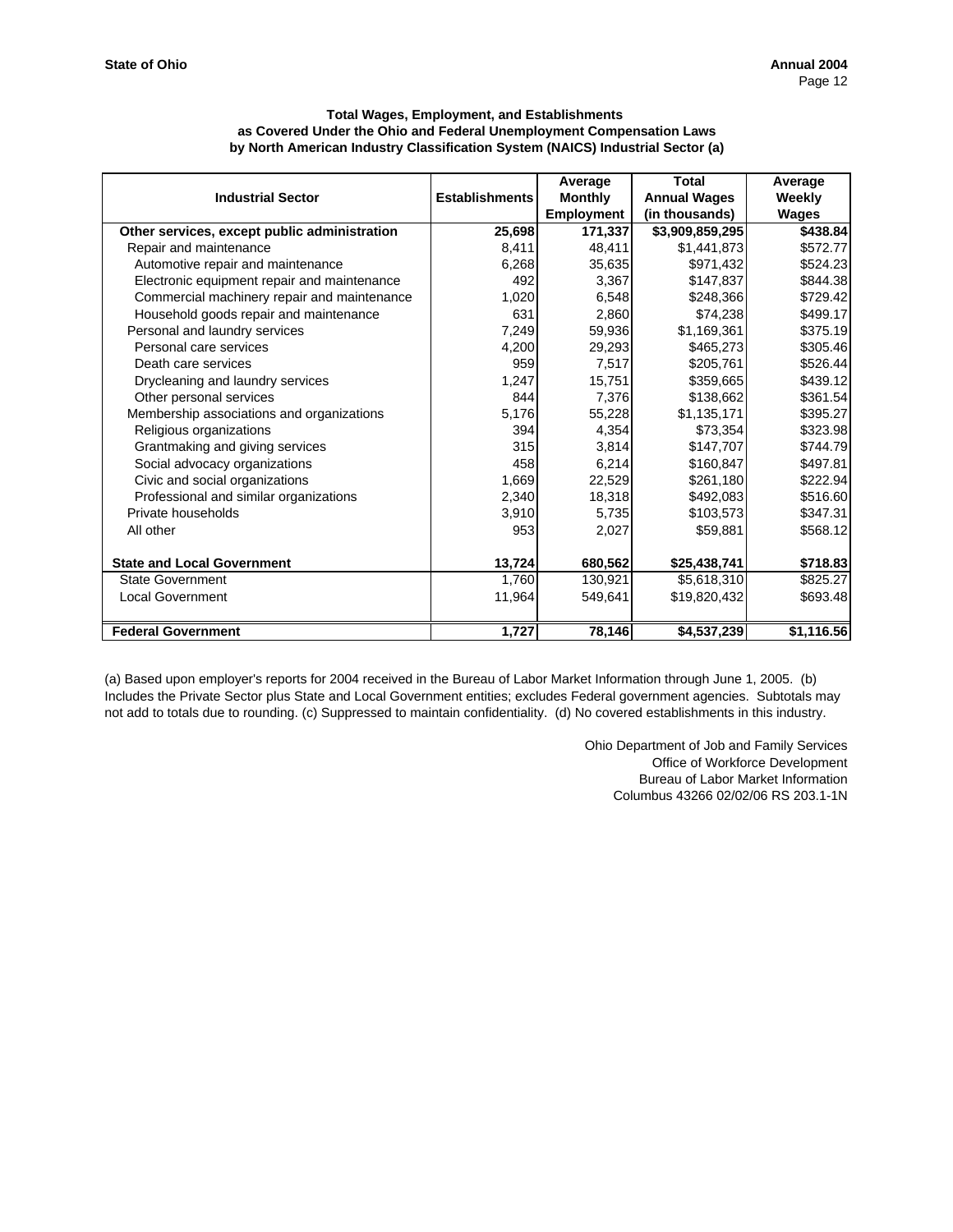**State of Ohio** **Annual 2004**

### Total Wages, Employment, and Establishments as Covered Under the Ohio and Federal Unemployment Compensation Laws by North American Industry Classification System (NAICS) Industrial Sector (a)

| Industrial Sector | Establishments | Average Monthly Employment | Total Annual Wages (in thousands) | Average Weekly Wages |
|---|---|---|---|---|
| **Other services, except public administration** | **25,698** | **171,337** | **$3,909,859,295** | **$438.84** |
| Repair and maintenance | 8,411 | 48,411 | $1,441,873 | $572.77 |
| Automotive repair and maintenance | 6,268 | 35,635 | $971,432 | $524.23 |
| Electronic equipment repair and maintenance | 492 | 3,367 | $147,837 | $844.38 |
| Commercial machinery repair and maintenance | 1,020 | 6,548 | $248,366 | $729.42 |
| Household goods repair and maintenance | 631 | 2,860 | $74,238 | $499.17 |
| Personal and laundry services | 7,249 | 59,936 | $1,169,361 | $375.19 |
| Personal care services | 4,200 | 29,293 | $465,273 | $305.46 |
| Death care services | 959 | 7,517 | $205,761 | $526.44 |
| Drycleaning and laundry services | 1,247 | 15,751 | $359,665 | $439.12 |
| Other personal services | 844 | 7,376 | $138,662 | $361.54 |
| Membership associations and organizations | 5,176 | 55,228 | $1,135,171 | $395.27 |
| Religious organizations | 394 | 4,354 | $73,354 | $323.98 |
| Grantmaking and giving services | 315 | 3,814 | $147,707 | $744.79 |
| Social advocacy organizations | 458 | 6,214 | $160,847 | $497.81 |
| Civic and social organizations | 1,669 | 22,529 | $261,180 | $222.94 |
| Professional and similar organizations | 2,340 | 18,318 | $492,083 | $516.60 |
| Private households | 3,910 | 5,735 | $103,573 | $347.31 |
| All other | 953 | 2,027 | $59,881 | $568.12 |
| **State and Local Government** | **13,724** | **680,562** | **$25,438,741** | **$718.83** |
| State Government | 1,760 | 130,921 | $5,618,310 | $825.27 |
| Local Government | 11,964 | 549,641 | $19,820,432 | $693.48 |
| **Federal Government** | **1,727** | **78,146** | **$4,537,239** | **$1,116.56** |

(a) Based upon employer's reports for 2004 received in the Bureau of Labor Market Information through June 1, 2005. (b) Includes the Private Sector plus State and Local Government entities; excludes Federal government agencies. Subtotals may not add to totals due to rounding. (c) Suppressed to maintain confidentiality. (d) No covered establishments in this industry.

Ohio Department of Job and Family Services
Office of Workforce Development
Bureau of Labor Market Information
Columbus 43266 02/02/06 RS 203.1-1N